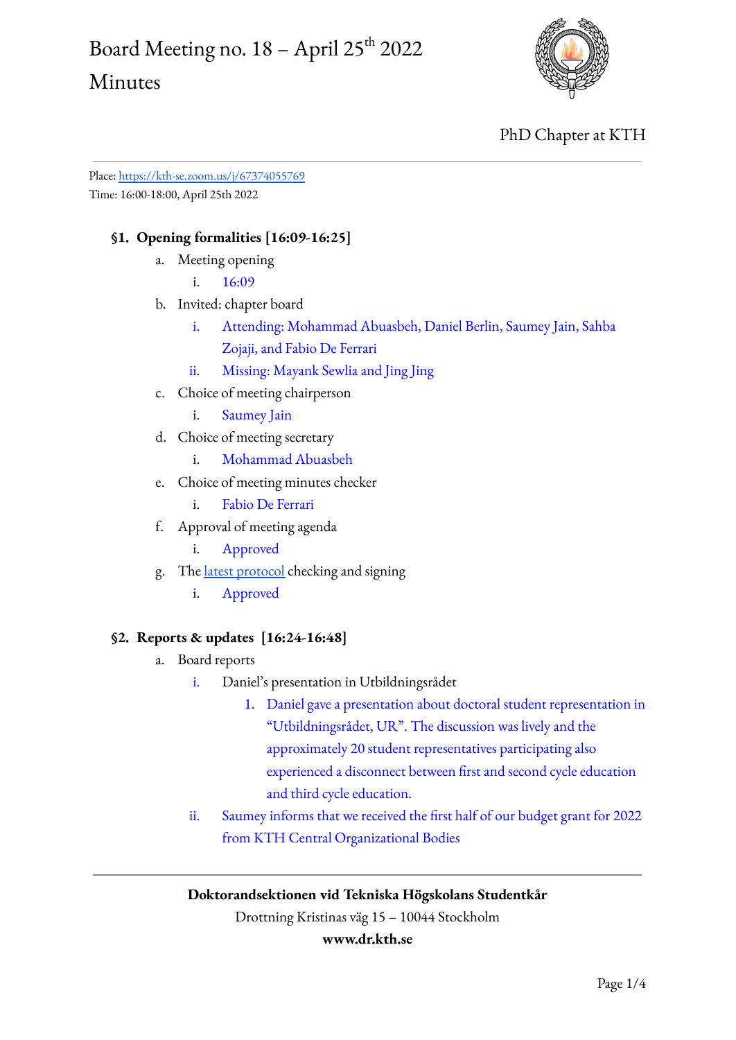# Board Meeting no. 18 – April 25th 2022

# Minutes

PhD Chapter at KTH

Place: [https://kth-se.zoom.us/j/67374055769](https://kth-se.zoom.us/j/67374055769)
Time: 16:00-18:00, April 25th 2022

## §1. Opening formalities [16:09-16:25]

a. Meeting opening
   i. 16:09
b. Invited: chapter board
   i. Attending: Mohammad Abuasbeh, Daniel Berlin, Saumey Jain, Sahba Zojaji, and Fabio De Ferrari
   ii. Missing: Mayank Sewlia and Jing Jing
c. Choice of meeting chairperson
   i. Saumey Jain
d. Choice of meeting secretary
   i. Mohammad Abuasbeh
e. Choice of meeting minutes checker
   i. Fabio De Ferrari
f. Approval of meeting agenda
   i. Approved
g. The latest protocol checking and signing
   i. Approved

## §2. Reports & updates [16:24-16:48]

a. Board reports
   i. Daniel's presentation in Utbildningsrådet
      1. Daniel gave a presentation about doctoral student representation in "Utbildningsrådet, UR". The discussion was lively and the approximately 20 student representatives participating also experienced a disconnect between first and second cycle education and third cycle education.
   ii. Saumey informs that we received the first half of our budget grant for 2022 from KTH Central Organizational Bodies

**Doktorandsektionen vid Tekniska Högskolans Studentkår**
Drottning Kristinas väg 15 – 10044 Stockholm
**www.dr.kth.se**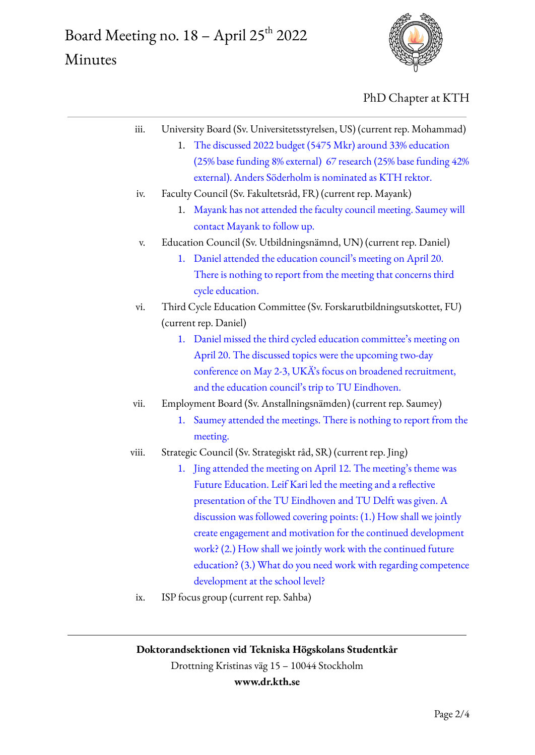iii. University Board (Sv. Universitetsstyrelsen, US) (current rep. Mohammad)
   1. The discussed 2022 budget (5475 Mkr) around 33% education (25% base funding 8% external)  67 research (25% base funding 42% external). Anders Söderholm is nominated as KTH rektor.

iv. Faculty Council (Sv. Fakultetsråd, FR) (current rep. Mayank)
   1. Mayank has not attended the faculty council meeting. Saumey will contact Mayank to follow up.

v. Education Council (Sv. Utbildningsnämnd, UN) (current rep. Daniel)
   1. Daniel attended the education council's meeting on April 20. There is nothing to report from the meeting that concerns third cycle education.

vi. Third Cycle Education Committee (Sv. Forskarutbildningsutskottet, FU) (current rep. Daniel)
   1. Daniel missed the third cycled education committee's meeting on April 20. The discussed topics were the upcoming two-day conference on May 2-3, UKÄ's focus on broadened recruitment, and the education council's trip to TU Eindhoven.

vii. Employment Board (Sv. Anstallningsnämden) (current rep. Saumey)
   1. Saumey attended the meetings. There is nothing to report from the meeting.

viii. Strategic Council (Sv. Strategiskt råd, SR) (current rep. Jing)
   1. Jing attended the meeting on April 12. The meeting's theme was Future Education. Leif Kari led the meeting and a reflective presentation of the TU Eindhoven and TU Delft was given. A discussion was followed covering points: (1.) How shall we jointly create engagement and motivation for the continued development work? (2.) How shall we jointly work with the continued future education? (3.) What do you need work with regarding competence development at the school level?

ix. ISP focus group (current rep. Sahba)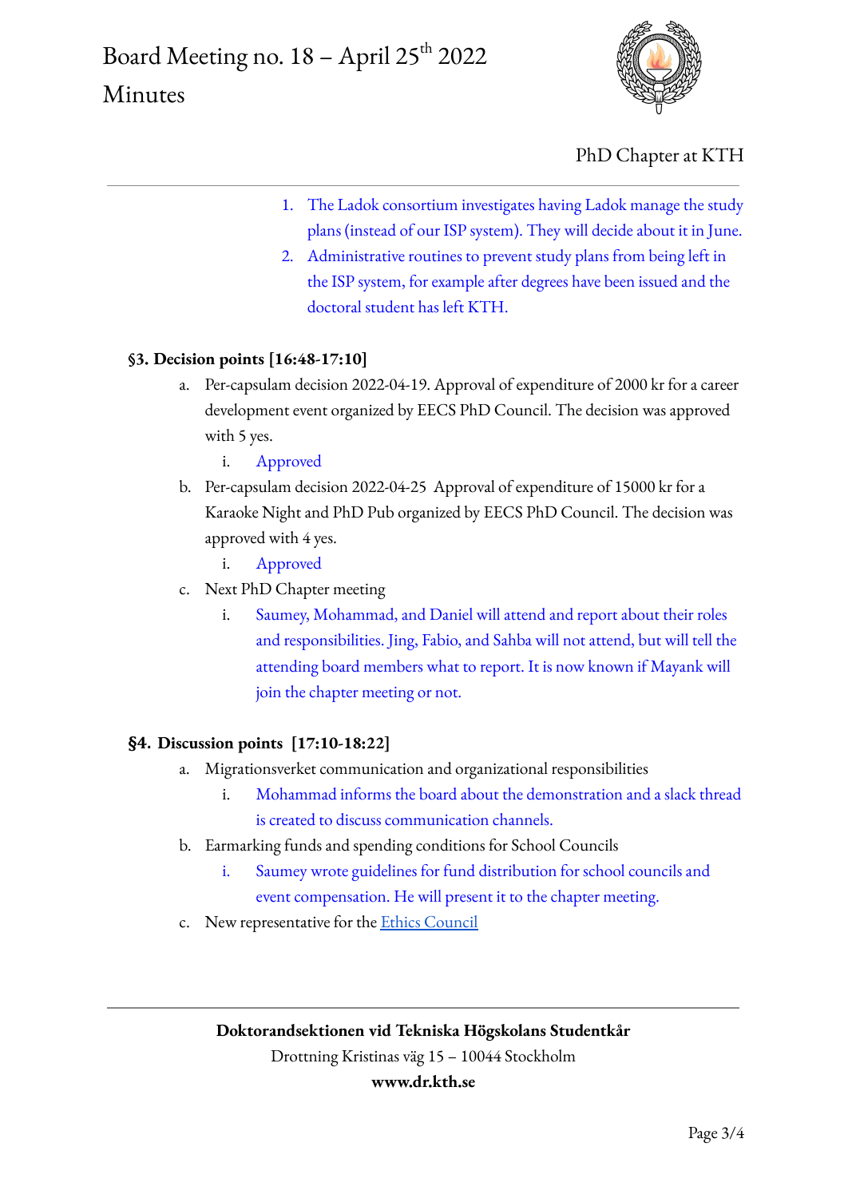1. The Ladok consortium investigates having Ladok manage the study plans (instead of our ISP system). They will decide about it in June.
2. Administrative routines to prevent study plans from being left in the ISP system, for example after degrees have been issued and the doctoral student has left KTH.

**§3. Decision points [16:48-17:10]**

a. Per-capsulam decision 2022-04-19. Approval of expenditure of 2000 kr for a career development event organized by EECS PhD Council. The decision was approved with 5 yes.
    i. Approved
b. Per-capsulam decision 2022-04-25 Approval of expenditure of 15000 kr for a Karaoke Night and PhD Pub organized by EECS PhD Council. The decision was approved with 4 yes.
    i. Approved
c. Next PhD Chapter meeting
    i. Saumey, Mohammad, and Daniel will attend and report about their roles and responsibilities. Jing, Fabio, and Sahba will not attend, but will tell the attending board members what to report. It is now known if Mayank will join the chapter meeting or not.

**§4. Discussion points [17:10-18:22]**

a. Migrationsverket communication and organizational responsibilities
    i. Mohammad informs the board about the demonstration and a slack thread is created to discuss communication channels.
b. Earmarking funds and spending conditions for School Councils
    i. Saumey wrote guidelines for fund distribution for school councils and event compensation. He will present it to the chapter meeting.
c. New representative for the Ethics Council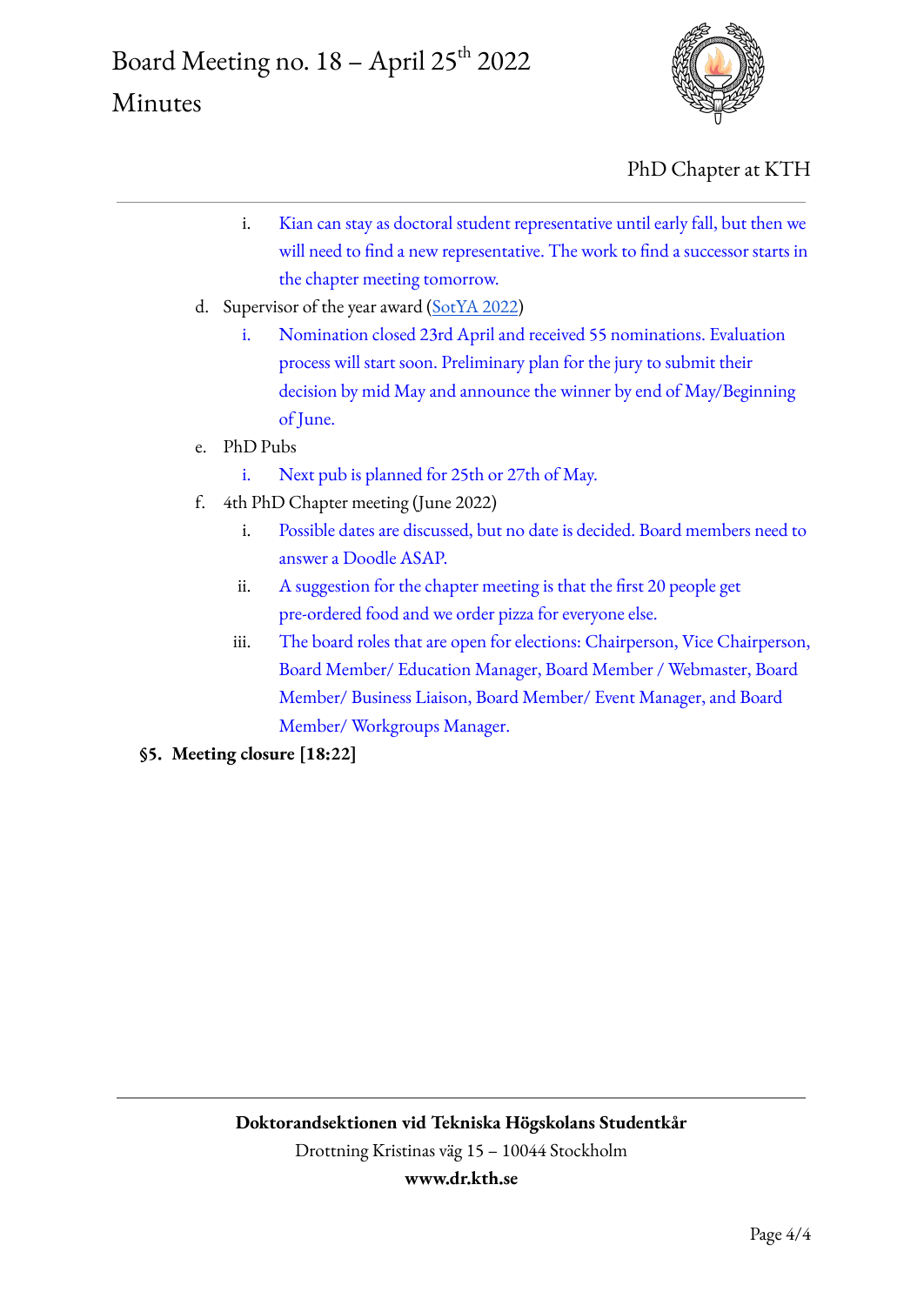i. Kian can stay as doctoral student representative until early fall, but then we will need to find a new representative. The work to find a successor starts in the chapter meeting tomorrow.

d. Supervisor of the year award (SotYA 2022)
   i. Nomination closed 23rd April and received 55 nominations. Evaluation process will start soon. Preliminary plan for the jury to submit their decision by mid May and announce the winner by end of May/Beginning of June.

e. PhD Pubs
   i. Next pub is planned for 25th or 27th of May.

f. 4th PhD Chapter meeting (June 2022)
   i. Possible dates are discussed, but no date is decided. Board members need to answer a Doodle ASAP.
   ii. A suggestion for the chapter meeting is that the first 20 people get pre-ordered food and we order pizza for everyone else.
   iii. The board roles that are open for elections: Chairperson, Vice Chairperson, Board Member/ Education Manager, Board Member / Webmaster, Board Member/ Business Liaison, Board Member/ Event Manager, and Board Member/ Workgroups Manager.

**§5. Meeting closure [18:22]**